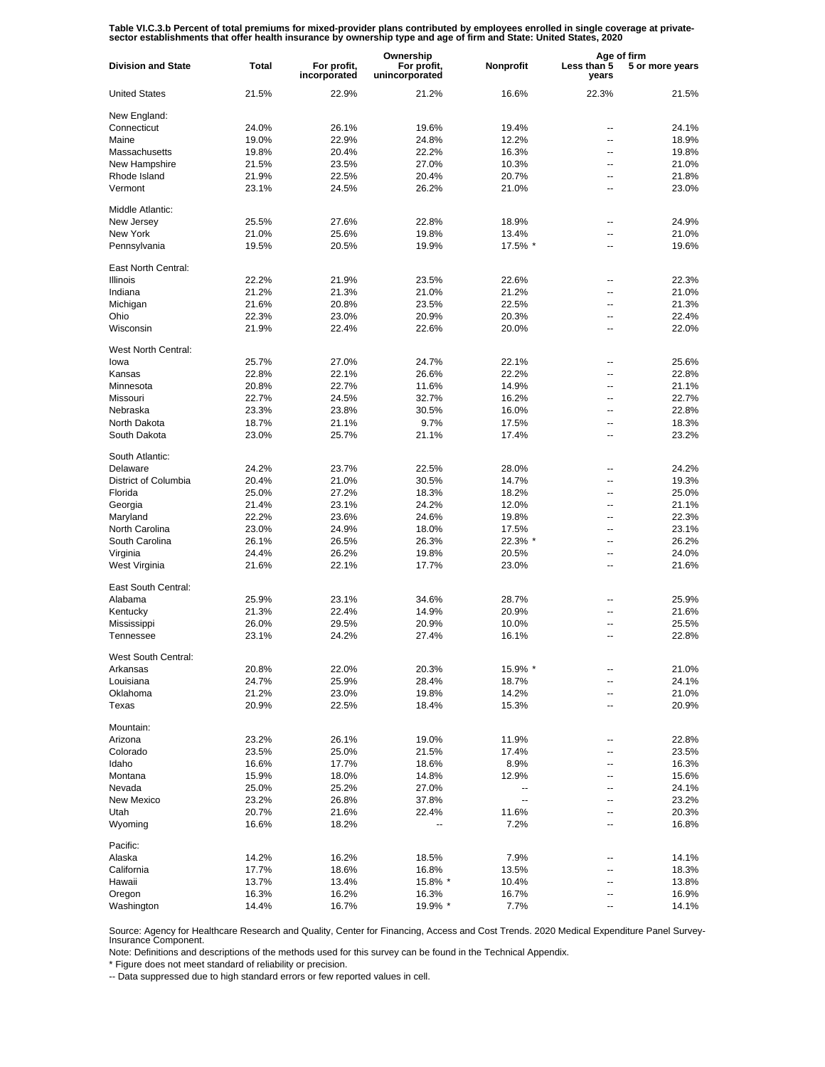**Table VI.C.3.b Percent of total premiums for mixed-provider plans contributed by employees enrolled in single coverage at private-sector establishments that offer health insurance by ownership type and age of firm and State: United States, 2020**

| Division and State | Total | Ownership | | | Age of firm | |
|---|---|---|---|---|---|---|
| | | For profit, incorporated | For profit, unincorporated | Nonprofit | Less than 5 years | 5 or more years |
| United States | 21.5% | 22.9% | 21.2% | 16.6% | 22.3% | 21.5% |
| New England: | | | | | | |
| Connecticut | 24.0% | 26.1% | 19.6% | 19.4% | -- | 24.1% |
| Maine | 19.0% | 22.9% | 24.8% | 12.2% | -- | 18.9% |
| Massachusetts | 19.8% | 20.4% | 22.2% | 16.3% | -- | 19.8% |
| New Hampshire | 21.5% | 23.5% | 27.0% | 10.3% | -- | 21.0% |
| Rhode Island | 21.9% | 22.5% | 20.4% | 20.7% | -- | 21.8% |
| Vermont | 23.1% | 24.5% | 26.2% | 21.0% | -- | 23.0% |
| Middle Atlantic: | | | | | | |
| New Jersey | 25.5% | 27.6% | 22.8% | 18.9% | -- | 24.9% |
| New York | 21.0% | 25.6% | 19.8% | 13.4% | -- | 21.0% |
| Pennsylvania | 19.5% | 20.5% | 19.9% | 17.5% * | -- | 19.6% |
| East North Central: | | | | | | |
| Illinois | 22.2% | 21.9% | 23.5% | 22.6% | -- | 22.3% |
| Indiana | 21.2% | 21.3% | 21.0% | 21.2% | -- | 21.0% |
| Michigan | 21.6% | 20.8% | 23.5% | 22.5% | -- | 21.3% |
| Ohio | 22.3% | 23.0% | 20.9% | 20.3% | -- | 22.4% |
| Wisconsin | 21.9% | 22.4% | 22.6% | 20.0% | -- | 22.0% |
| West North Central: | | | | | | |
| Iowa | 25.7% | 27.0% | 24.7% | 22.1% | -- | 25.6% |
| Kansas | 22.8% | 22.1% | 26.6% | 22.2% | -- | 22.8% |
| Minnesota | 20.8% | 22.7% | 11.6% | 14.9% | -- | 21.1% |
| Missouri | 22.7% | 24.5% | 32.7% | 16.2% | -- | 22.7% |
| Nebraska | 23.3% | 23.8% | 30.5% | 16.0% | -- | 22.8% |
| North Dakota | 18.7% | 21.1% | 9.7% | 17.5% | -- | 18.3% |
| South Dakota | 23.0% | 25.7% | 21.1% | 17.4% | -- | 23.2% |
| South Atlantic: | | | | | | |
| Delaware | 24.2% | 23.7% | 22.5% | 28.0% | -- | 24.2% |
| District of Columbia | 20.4% | 21.0% | 30.5% | 14.7% | -- | 19.3% |
| Florida | 25.0% | 27.2% | 18.3% | 18.2% | -- | 25.0% |
| Georgia | 21.4% | 23.1% | 24.2% | 12.0% | -- | 21.1% |
| Maryland | 22.2% | 23.6% | 24.6% | 19.8% | -- | 22.3% |
| North Carolina | 23.0% | 24.9% | 18.0% | 17.5% | -- | 23.1% |
| South Carolina | 26.1% | 26.5% | 26.3% | 22.3% * | -- | 26.2% |
| Virginia | 24.4% | 26.2% | 19.8% | 20.5% | -- | 24.0% |
| West Virginia | 21.6% | 22.1% | 17.7% | 23.0% | -- | 21.6% |
| East South Central: | | | | | | |
| Alabama | 25.9% | 23.1% | 34.6% | 28.7% | -- | 25.9% |
| Kentucky | 21.3% | 22.4% | 14.9% | 20.9% | -- | 21.6% |
| Mississippi | 26.0% | 29.5% | 20.9% | 10.0% | -- | 25.5% |
| Tennessee | 23.1% | 24.2% | 27.4% | 16.1% | -- | 22.8% |
| West South Central: | | | | | | |
| Arkansas | 20.8% | 22.0% | 20.3% | 15.9% * | -- | 21.0% |
| Louisiana | 24.7% | 25.9% | 28.4% | 18.7% | -- | 24.1% |
| Oklahoma | 21.2% | 23.0% | 19.8% | 14.2% | -- | 21.0% |
| Texas | 20.9% | 22.5% | 18.4% | 15.3% | -- | 20.9% |
| Mountain: | | | | | | |
| Arizona | 23.2% | 26.1% | 19.0% | 11.9% | -- | 22.8% |
| Colorado | 23.5% | 25.0% | 21.5% | 17.4% | -- | 23.5% |
| Idaho | 16.6% | 17.7% | 18.6% | 8.9% | -- | 16.3% |
| Montana | 15.9% | 18.0% | 14.8% | 12.9% | -- | 15.6% |
| Nevada | 25.0% | 25.2% | 27.0% | -- | -- | 24.1% |
| New Mexico | 23.2% | 26.8% | 37.8% | -- | -- | 23.2% |
| Utah | 20.7% | 21.6% | 22.4% | 11.6% | -- | 20.3% |
| Wyoming | 16.6% | 18.2% | -- | 7.2% | -- | 16.8% |
| Pacific: | | | | | | |
| Alaska | 14.2% | 16.2% | 18.5% | 7.9% | -- | 14.1% |
| California | 17.7% | 18.6% | 16.8% | 13.5% | -- | 18.3% |
| Hawaii | 13.7% | 13.4% | 15.8% * | 10.4% | -- | 13.8% |
| Oregon | 16.3% | 16.2% | 16.3% | 16.7% | -- | 16.9% |
| Washington | 14.4% | 16.7% | 19.9% * | 7.7% | -- | 14.1% |

Source: Agency for Healthcare Research and Quality, Center for Financing, Access and Cost Trends. 2020 Medical Expenditure Panel Survey-Insurance Component.

Note: Definitions and descriptions of the methods used for this survey can be found in the Technical Appendix.

\* Figure does not meet standard of reliability or precision.

-- Data suppressed due to high standard errors or few reported values in cell.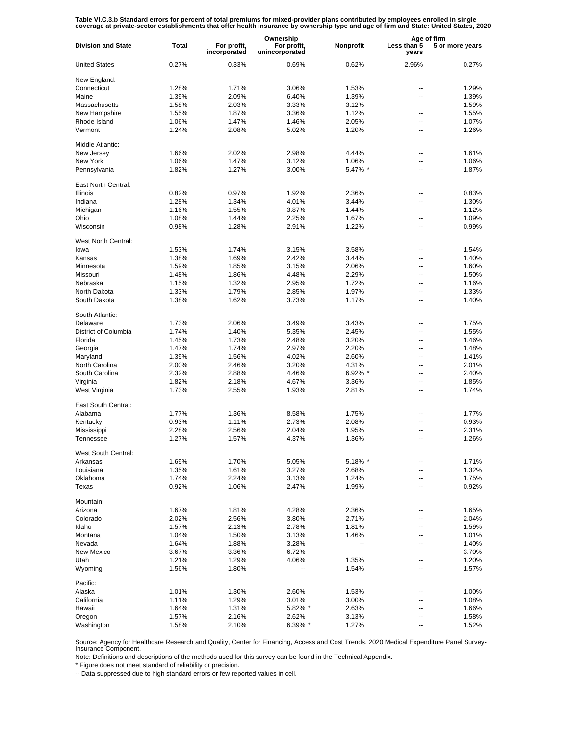**Table VI.C.3.b Standard errors for percent of total premiums for mixed-provider plans contributed by employees enrolled in single coverage at private-sector establishments that offer health insurance by ownership type and age of firm and State: United States, 2020**

| Division and State | Total | Ownership | | | Age of firm | |
|---|---|---|---|---|---|---|
| | | For profit, incorporated | For profit, unincorporated | Nonprofit | Less than 5 years | 5 or more years |
| United States | 0.27% | 0.33% | 0.69% | 0.62% | 2.96% | 0.27% |
| New England: | | | | | | |
| Connecticut | 1.28% | 1.71% | 3.06% | 1.53% | -- | 1.29% |
| Maine | 1.39% | 2.09% | 6.40% | 1.39% | -- | 1.39% |
| Massachusetts | 1.58% | 2.03% | 3.33% | 3.12% | -- | 1.59% |
| New Hampshire | 1.55% | 1.87% | 3.36% | 1.12% | -- | 1.55% |
| Rhode Island | 1.06% | 1.47% | 1.46% | 2.05% | -- | 1.07% |
| Vermont | 1.24% | 2.08% | 5.02% | 1.20% | -- | 1.26% |
| Middle Atlantic: | | | | | | |
| New Jersey | 1.66% | 2.02% | 2.98% | 4.44% | -- | 1.61% |
| New York | 1.06% | 1.47% | 3.12% | 1.06% | -- | 1.06% |
| Pennsylvania | 1.82% | 1.27% | 3.00% | 5.47% * | -- | 1.87% |
| East North Central: | | | | | | |
| Illinois | 0.82% | 0.97% | 1.92% | 2.36% | -- | 0.83% |
| Indiana | 1.28% | 1.34% | 4.01% | 3.44% | -- | 1.30% |
| Michigan | 1.16% | 1.55% | 3.87% | 1.44% | -- | 1.12% |
| Ohio | 1.08% | 1.44% | 2.25% | 1.67% | -- | 1.09% |
| Wisconsin | 0.98% | 1.28% | 2.91% | 1.22% | -- | 0.99% |
| West North Central: | | | | | | |
| Iowa | 1.53% | 1.74% | 3.15% | 3.58% | -- | 1.54% |
| Kansas | 1.38% | 1.69% | 2.42% | 3.44% | -- | 1.40% |
| Minnesota | 1.59% | 1.85% | 3.15% | 2.06% | -- | 1.60% |
| Missouri | 1.48% | 1.86% | 4.48% | 2.29% | -- | 1.50% |
| Nebraska | 1.15% | 1.32% | 2.95% | 1.72% | -- | 1.16% |
| North Dakota | 1.33% | 1.79% | 2.85% | 1.97% | -- | 1.33% |
| South Dakota | 1.38% | 1.62% | 3.73% | 1.17% | -- | 1.40% |
| South Atlantic: | | | | | | |
| Delaware | 1.73% | 2.06% | 3.49% | 3.43% | -- | 1.75% |
| District of Columbia | 1.74% | 1.40% | 5.35% | 2.45% | -- | 1.55% |
| Florida | 1.45% | 1.73% | 2.48% | 3.20% | -- | 1.46% |
| Georgia | 1.47% | 1.74% | 2.97% | 2.20% | -- | 1.48% |
| Maryland | 1.39% | 1.56% | 4.02% | 2.60% | -- | 1.41% |
| North Carolina | 2.00% | 2.46% | 3.20% | 4.31% | -- | 2.01% |
| South Carolina | 2.32% | 2.88% | 4.46% | 6.92% * | -- | 2.40% |
| Virginia | 1.82% | 2.18% | 4.67% | 3.36% | -- | 1.85% |
| West Virginia | 1.73% | 2.55% | 1.93% | 2.81% | -- | 1.74% |
| East South Central: | | | | | | |
| Alabama | 1.77% | 1.36% | 8.58% | 1.75% | -- | 1.77% |
| Kentucky | 0.93% | 1.11% | 2.73% | 2.08% | -- | 0.93% |
| Mississippi | 2.28% | 2.56% | 2.04% | 1.95% | -- | 2.31% |
| Tennessee | 1.27% | 1.57% | 4.37% | 1.36% | -- | 1.26% |
| West South Central: | | | | | | |
| Arkansas | 1.69% | 1.70% | 5.05% | 5.18% * | -- | 1.71% |
| Louisiana | 1.35% | 1.61% | 3.27% | 2.68% | -- | 1.32% |
| Oklahoma | 1.74% | 2.24% | 3.13% | 1.24% | -- | 1.75% |
| Texas | 0.92% | 1.06% | 2.47% | 1.99% | -- | 0.92% |
| Mountain: | | | | | | |
| Arizona | 1.67% | 1.81% | 4.28% | 2.36% | -- | 1.65% |
| Colorado | 2.02% | 2.56% | 3.80% | 2.71% | -- | 2.04% |
| Idaho | 1.57% | 2.13% | 2.78% | 1.81% | -- | 1.59% |
| Montana | 1.04% | 1.50% | 3.13% | 1.46% | -- | 1.01% |
| Nevada | 1.64% | 1.88% | 3.28% | -- | -- | 1.40% |
| New Mexico | 3.67% | 3.36% | 6.72% | -- | -- | 3.70% |
| Utah | 1.21% | 1.29% | 4.06% | 1.35% | -- | 1.20% |
| Wyoming | 1.56% | 1.80% | -- | 1.54% | -- | 1.57% |
| Pacific: | | | | | | |
| Alaska | 1.01% | 1.30% | 2.60% | 1.53% | -- | 1.00% |
| California | 1.11% | 1.29% | 3.01% | 3.00% | -- | 1.08% |
| Hawaii | 1.64% | 1.31% | 5.82% * | 2.63% | -- | 1.66% |
| Oregon | 1.57% | 2.16% | 2.62% | 3.13% | -- | 1.58% |
| Washington | 1.58% | 2.10% | 6.39% * | 1.27% | -- | 1.52% |

Source: Agency for Healthcare Research and Quality, Center for Financing, Access and Cost Trends. 2020 Medical Expenditure Panel Survey-Insurance Component.

Note: Definitions and descriptions of the methods used for this survey can be found in the Technical Appendix.

* Figure does not meet standard of reliability or precision.

-- Data suppressed due to high standard errors or few reported values in cell.